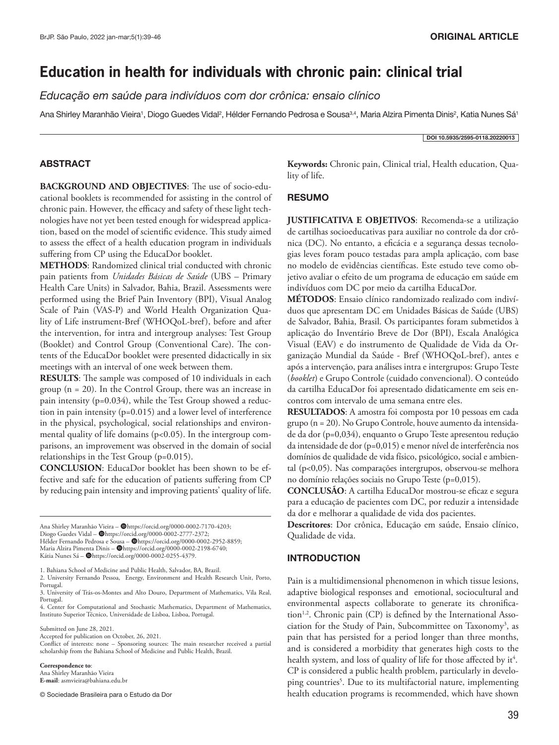ORIGINAL ARTICLE

# Education in health for individuals with chronic pain: clinical trial

*Educação em saúde para indivíduos com dor crônica: ensaio clínico*

Ana Shirley Maranhão Vieira[1], Diogo Guedes Vidal[2], Hélder Fernando Pedrosa e Sousa[3,4], Maria Alzira Pimenta Dinis[2], Katia Nunes Sá[1]

DOI 10.5935/2595-0118.20220013

## ABSTRACT

**BACKGROUND AND OBJECTIVES**: The use of socio-educational booklets is recommended for assisting in the control of chronic pain. However, the efficacy and safety of these light technologies have not yet been tested enough for widespread application, based on the model of scientific evidence. This study aimed to assess the effect of a health education program in individuals suffering from CP using the EducaDor booklet.

**METHODS**: Randomized clinical trial conducted with chronic pain patients from *Unidades Básicas de Saúde* (UBS – Primary Health Care Units) in Salvador, Bahia, Brazil. Assessments were performed using the Brief Pain Inventory (BPI), Visual Analog Scale of Pain (VAS-P) and World Health Organization Quality of Life instrument-Bref (WHOQoL-bref), before and after the intervention, for intra and intergroup analyses: Test Group (Booklet) and Control Group (Conventional Care). The contents of the EducaDor booklet were presented didactically in six meetings with an interval of one week between them.

**RESULTS**: The sample was composed of 10 individuals in each group (n = 20). In the Control Group, there was an increase in pain intensity (p=0.034), while the Test Group showed a reduction in pain intensity (p=0.015) and a lower level of interference in the physical, psychological, social relationships and environmental quality of life domains (p<0.05). In the intergroup comparisons, an improvement was observed in the domain of social relationships in the Test Group (p=0.015).

**CONCLUSION**: EducaDor booklet has been shown to be effective and safe for the education of patients suffering from CP by reducing pain intensity and improving patients' quality of life.

**Keywords:** Chronic pain, Clinical trial, Health education, Quality of life.

## RESUMO

**JUSTIFICATIVA E OBJETIVOS**: Recomenda-se a utilização de cartilhas socioeducativas para auxiliar no controle da dor crônica (DC). No entanto, a eficácia e a segurança dessas tecnologias leves foram pouco testadas para ampla aplicação, com base no modelo de evidências científicas. Este estudo teve como objetivo avaliar o efeito de um programa de educação em saúde em indivíduos com DC por meio da cartilha EducaDor.

**MÉTODOS**: Ensaio clínico randomizado realizado com indivíduos que apresentam DC em Unidades Básicas de Saúde (UBS) de Salvador, Bahia, Brasil. Os participantes foram submetidos à aplicação do Inventário Breve de Dor (BPI), Escala Analógica Visual (EAV) e do instrumento de Qualidade de Vida da Organização Mundial da Saúde - Bref (WHOQoL-bref), antes e após a intervenção, para análises intra e intergrupos: Grupo Teste (*booklet*) e Grupo Controle (cuidado convencional). O conteúdo da cartilha EducaDor foi apresentado didaticamente em seis encontros com intervalo de uma semana entre eles.

**RESULTADOS**: A amostra foi composta por 10 pessoas em cada grupo (n = 20). No Grupo Controle, houve aumento da intensidade da dor (p=0,034), enquanto o Grupo Teste apresentou redução da intensidade de dor (p=0,015) e menor nível de interferência nos domínios de qualidade de vida físico, psicológico, social e ambiental (p<0,05). Nas comparações intergrupos, observou-se melhora no domínio relações sociais no Grupo Teste (p=0,015).

**CONCLUSÃO**: A cartilha EducaDor mostrou-se eficaz e segura para a educação de pacientes com DC, por reduzir a intensidade da dor e melhorar a qualidade de vida dos pacientes.

**Descritores**: Dor crônica, Educação em saúde, Ensaio clínico, Qualidade de vida.

## INTRODUCTION

Pain is a multidimensional phenomenon in which tissue lesions, adaptive biological responses and emotional, sociocultural and environmental aspects collaborate to generate its chronification[1,2]. Chronic pain (CP) is defined by the International Association for the Study of Pain, Subcommittee on Taxonomy[3], as pain that has persisted for a period longer than three months, and is considered a morbidity that generates high costs to the health system, and loss of quality of life for those affected by it[4]. CP is considered a public health problem, particularly in developing countries[5]. Due to its multifactorial nature, implementing health education programs is recommended, which have shown

---

Ana Shirley Maranhão Vieira – https://orcid.org/0000-0002-7170-4203;
Diogo Guedes Vidal – https://orcid.org/0000-0002-2777-2372;
Hélder Fernando Pedrosa e Sousa – https://orcid.org/0000-0002-2952-8859;
Maria Alzira Pimenta Dinis – https://orcid.org/0000-0002-2198-6740;
Kátia Nunes Sá – https://orcid.org/0000-0002-0255-4379.

1. Bahiana School of Medicine and Public Health, Salvador, BA, Brazil.
2. University Fernando Pessoa, Energy, Environment and Health Research Unit, Porto, Portugal.
3. University of Trás-os-Montes and Alto Douro, Department of Mathematics, Vila Real, Portugal.
4. Center for Computational and Stochastic Mathematics, Department of Mathematics, Instituto Superior Técnico, Universidade de Lisboa, Lisboa, Portugal.

Submitted on June 28, 2021.
Accepted for publication on October, 26, 2021.
Conflict of interests: none – Sponsoring sources: The main researcher received a partial scholarship from the Bahiana School of Medicine and Public Health, Brazil.

**Correspondence to**:
Ana Shirley Maranhão Vieira
**E-mail**: asmvieira@bahiana.edu.br

© Sociedade Brasileira para o Estudo da Dor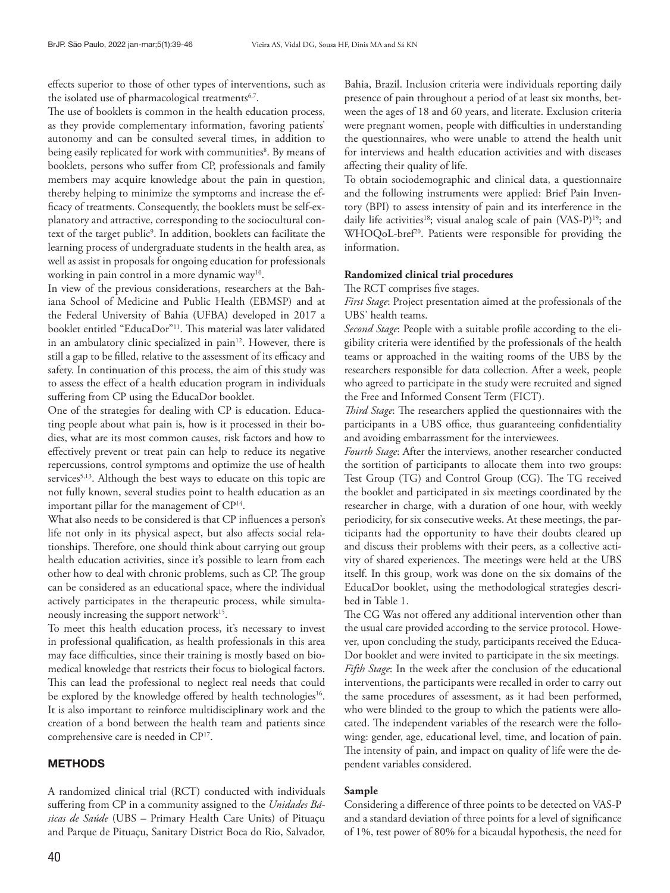effects superior to those of other types of interventions, such as the isolated use of pharmacological treatments[6,7].

The use of booklets is common in the health education process, as they provide complementary information, favoring patients' autonomy and can be consulted several times, in addition to being easily replicated for work with communities[8]. By means of booklets, persons who suffer from CP, professionals and family members may acquire knowledge about the pain in question, thereby helping to minimize the symptoms and increase the efficacy of treatments. Consequently, the booklets must be self-explanatory and attractive, corresponding to the sociocultural context of the target public[9]. In addition, booklets can facilitate the learning process of undergraduate students in the health area, as well as assist in proposals for ongoing education for professionals working in pain control in a more dynamic way[10].

In view of the previous considerations, researchers at the Bahiana School of Medicine and Public Health (EBMSP) and at the Federal University of Bahia (UFBA) developed in 2017 a booklet entitled "EducaDor"[11]. This material was later validated in an ambulatory clinic specialized in pain[12]. However, there is still a gap to be filled, relative to the assessment of its efficacy and safety. In continuation of this process, the aim of this study was to assess the effect of a health education program in individuals suffering from CP using the EducaDor booklet.

One of the strategies for dealing with CP is education. Educating people about what pain is, how is it processed in their bodies, what are its most common causes, risk factors and how to effectively prevent or treat pain can help to reduce its negative repercussions, control symptoms and optimize the use of health services[5,13]. Although the best ways to educate on this topic are not fully known, several studies point to health education as an important pillar for the management of CP[14].

What also needs to be considered is that CP influences a person's life not only in its physical aspect, but also affects social relationships. Therefore, one should think about carrying out group health education activities, since it's possible to learn from each other how to deal with chronic problems, such as CP. The group can be considered as an educational space, where the individual actively participates in the therapeutic process, while simultaneously increasing the support network[15].

To meet this health education process, it's necessary to invest in professional qualification, as health professionals in this area may face difficulties, since their training is mostly based on biomedical knowledge that restricts their focus to biological factors. This can lead the professional to neglect real needs that could be explored by the knowledge offered by health technologies[16]. It is also important to reinforce multidisciplinary work and the creation of a bond between the health team and patients since comprehensive care is needed in CP[17].

## METHODS

A randomized clinical trial (RCT) conducted with individuals suffering from CP in a community assigned to the *Unidades Básicas de Saúde* (UBS – Primary Health Care Units) of Pituaçu and Parque de Pituaçu, Sanitary District Boca do Rio, Salvador, Bahia, Brazil. Inclusion criteria were individuals reporting daily presence of pain throughout a period of at least six months, between the ages of 18 and 60 years, and literate. Exclusion criteria were pregnant women, people with difficulties in understanding the questionnaires, who were unable to attend the health unit for interviews and health education activities and with diseases affecting their quality of life.

To obtain sociodemographic and clinical data, a questionnaire and the following instruments were applied: Brief Pain Inventory (BPI) to assess intensity of pain and its interference in the daily life activities[18]; visual analog scale of pain (VAS-P)[19]; and WHOQoL-bref[20]. Patients were responsible for providing the information.

### Randomized clinical trial procedures

The RCT comprises five stages.

*First Stage*: Project presentation aimed at the professionals of the UBS' health teams.

*Second Stage*: People with a suitable profile according to the eligibility criteria were identified by the professionals of the health teams or approached in the waiting rooms of the UBS by the researchers responsible for data collection. After a week, people who agreed to participate in the study were recruited and signed the Free and Informed Consent Term (FICT).

*Third Stage*: The researchers applied the questionnaires with the participants in a UBS office, thus guaranteeing confidentiality and avoiding embarrassment for the interviewees.

*Fourth Stage*: After the interviews, another researcher conducted the sortition of participants to allocate them into two groups: Test Group (TG) and Control Group (CG). The TG received the booklet and participated in six meetings coordinated by the researcher in charge, with a duration of one hour, with weekly periodicity, for six consecutive weeks. At these meetings, the participants had the opportunity to have their doubts cleared up and discuss their problems with their peers, as a collective activity of shared experiences. The meetings were held at the UBS itself. In this group, work was done on the six domains of the EducaDor booklet, using the methodological strategies described in Table 1.

The CG Was not offered any additional intervention other than the usual care provided according to the service protocol. However, upon concluding the study, participants received the EducaDor booklet and were invited to participate in the six meetings.

*Fifth Stage*: In the week after the conclusion of the educational interventions, the participants were recalled in order to carry out the same procedures of assessment, as it had been performed, who were blinded to the group to which the patients were allocated. The independent variables of the research were the following: gender, age, educational level, time, and location of pain. The intensity of pain, and impact on quality of life were the dependent variables considered.

### Sample

Considering a difference of three points to be detected on VAS-P and a standard deviation of three points for a level of significance of 1%, test power of 80% for a bicaudal hypothesis, the need for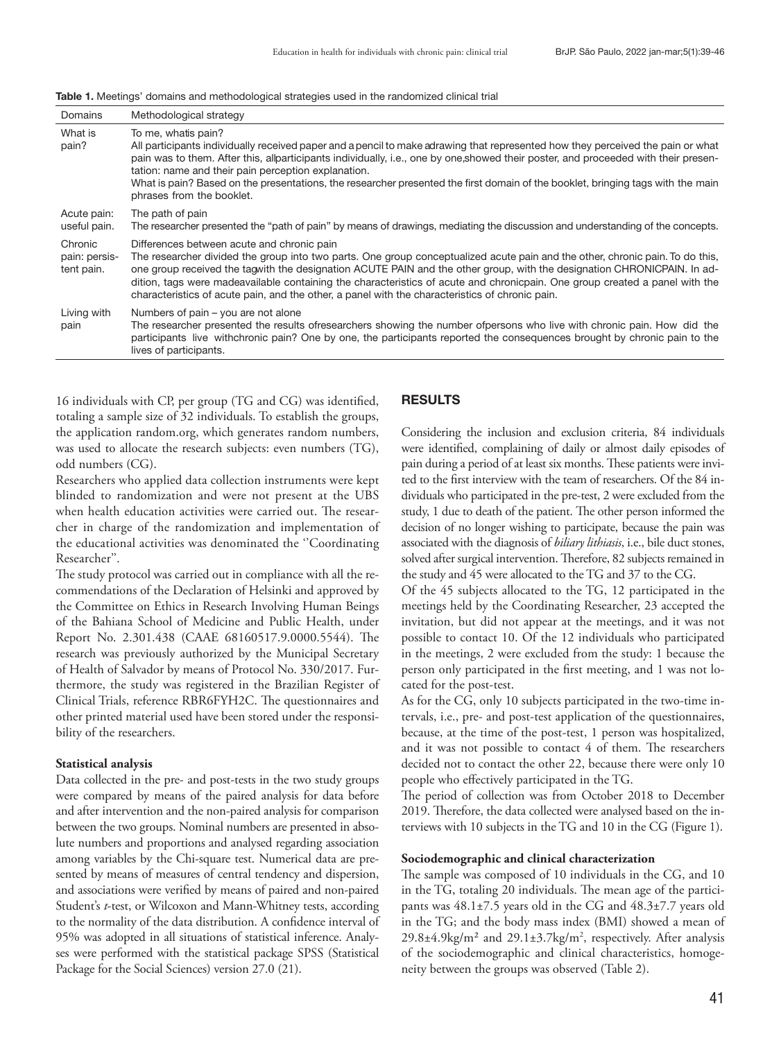**Table 1.** Meetings' domains and methodological strategies used in the randomized clinical trial

| Domains | Methodological strategy |
|---|---|
| What is pain? | To me, whatis pain?<br>All participants individually received paper and a pencil to make adrawing that represented how they perceived the pain or what pain was to them. After this, allparticipants individually, i.e., one by one,showed their poster, and proceeded with their presentation: name and their pain perception explanation.<br>What is pain? Based on the presentations, the researcher presented the first domain of the booklet, bringing tags with the main phrases from the booklet. |
| Acute pain: useful pain. | The path of pain<br>The researcher presented the "path of pain" by means of drawings, mediating the discussion and understanding of the concepts. |
| Chronic pain: persistent pain. | Differences between acute and chronic pain<br>The researcher divided the group into two parts. One group conceptualized acute pain and the other, chronic pain. To do this, one group received the tagwith the designation ACUTE PAIN and the other group, with the designation CHRONICPAIN. In addition, tags were madeavailable containing the characteristics of acute and chronicpain. One group created a panel with the characteristics of acute pain, and the other, a panel with the characteristics of chronic pain. |
| Living with pain | Numbers of pain – you are not alone<br>The researcher presented the results ofresearchers showing the number ofpersons who live with chronic pain. How did the participants live withchronic pain? One by one, the participants reported the consequences brought by chronic pain to the lives of participants. |

16 individuals with CP, per group (TG and CG) was identified, totaling a sample size of 32 individuals. To establish the groups, the application random.org, which generates random numbers, was used to allocate the research subjects: even numbers (TG), odd numbers (CG).

Researchers who applied data collection instruments were kept blinded to randomization and were not present at the UBS when health education activities were carried out. The researcher in charge of the randomization and implementation of the educational activities was denominated the ''Coordinating Researcher".

The study protocol was carried out in compliance with all the recommendations of the Declaration of Helsinki and approved by the Committee on Ethics in Research Involving Human Beings of the Bahiana School of Medicine and Public Health, under Report No. 2.301.438 (CAAE 68160517.9.0000.5544). The research was previously authorized by the Municipal Secretary of Health of Salvador by means of Protocol No. 330/2017. Furthermore, the study was registered in the Brazilian Register of Clinical Trials, reference RBR6FYH2C. The questionnaires and other printed material used have been stored under the responsibility of the researchers.

### Statistical analysis

Data collected in the pre- and post-tests in the two study groups were compared by means of the paired analysis for data before and after intervention and the non-paired analysis for comparison between the two groups. Nominal numbers are presented in absolute numbers and proportions and analysed regarding association among variables by the Chi-square test. Numerical data are presented by means of measures of central tendency and dispersion, and associations were verified by means of paired and non-paired Student's *t*-test, or Wilcoxon and Mann-Whitney tests, according to the normality of the data distribution. A confidence interval of 95% was adopted in all situations of statistical inference. Analyses were performed with the statistical package SPSS (Statistical Package for the Social Sciences) version 27.0 (21).

## RESULTS

Considering the inclusion and exclusion criteria, 84 individuals were identified, complaining of daily or almost daily episodes of pain during a period of at least six months. These patients were invited to the first interview with the team of researchers. Of the 84 individuals who participated in the pre-test, 2 were excluded from the study, 1 due to death of the patient. The other person informed the decision of no longer wishing to participate, because the pain was associated with the diagnosis of *biliary lithiasis*, i.e., bile duct stones, solved after surgical intervention. Therefore, 82 subjects remained in the study and 45 were allocated to the TG and 37 to the CG.

Of the 45 subjects allocated to the TG, 12 participated in the meetings held by the Coordinating Researcher, 23 accepted the invitation, but did not appear at the meetings, and it was not possible to contact 10. Of the 12 individuals who participated in the meetings, 2 were excluded from the study: 1 because the person only participated in the first meeting, and 1 was not located for the post-test.

As for the CG, only 10 subjects participated in the two-time intervals, i.e., pre- and post-test application of the questionnaires, because, at the time of the post-test, 1 person was hospitalized, and it was not possible to contact 4 of them. The researchers decided not to contact the other 22, because there were only 10 people who effectively participated in the TG.

The period of collection was from October 2018 to December 2019. Therefore, the data collected were analysed based on the interviews with 10 subjects in the TG and 10 in the CG (Figure 1).

### Sociodemographic and clinical characterization

The sample was composed of 10 individuals in the CG, and 10 in the TG, totaling 20 individuals. The mean age of the participants was 48.1±7.5 years old in the CG and 48.3±7.7 years old in the TG; and the body mass index (BMI) showed a mean of 29.8±4.9kg/m² and 29.1±3.7kg/m², respectively. After analysis of the sociodemographic and clinical characteristics, homogeneity between the groups was observed (Table 2).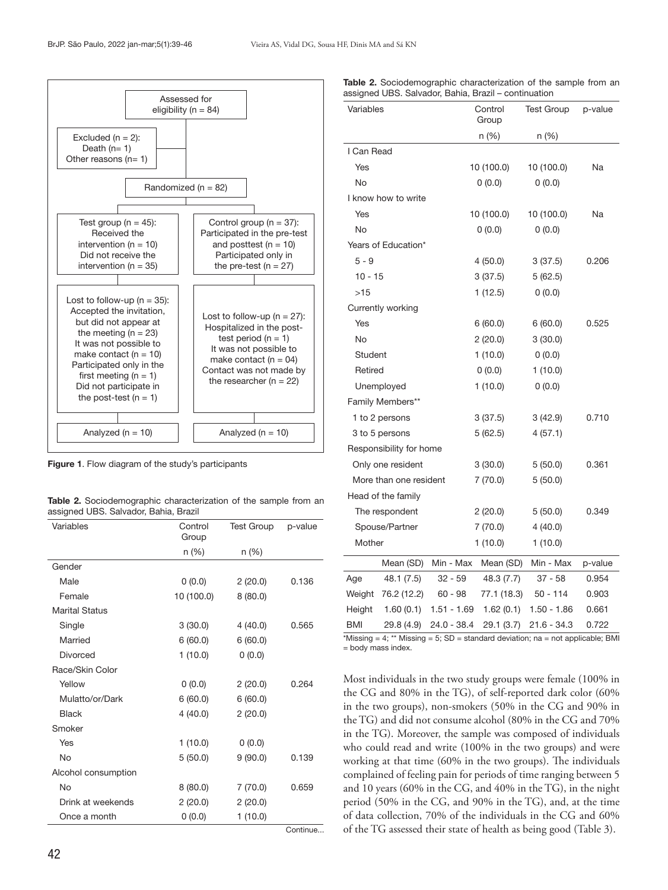Assessed for eligibility (n = 84)

Excluded (n = 2): Death (n= 1) Other reasons (n= 1)

Randomized (n = 82)

| Test group (n = 45) | Control group (n = 37) |
|---|---|
| Received the intervention (n = 10) | Participated in the pre-test and posttest (n = 10) |
| Did not receive the intervention (n = 35) | Participated only in the pre-test (n = 27) |
| Lost to follow-up (n = 35): Accepted the invitation, but did not appear at the meeting (n = 23); It was not possible to make contact (n = 10); Participated only in the first meeting (n = 1); Did not participate in the post-test (n = 1) | Lost to follow-up (n = 27): Hospitalized in the post-test period (n = 1); It was not possible to make contact (n = 04); Contact was not made by the researcher (n = 22) |
| Analyzed (n = 10) | Analyzed (n = 10) |

**Figure 1**. Flow diagram of the study's participants

**Table 2.** Sociodemographic characterization of the sample from an assigned UBS. Salvador, Bahia, Brazil

| Variables | Control Group n (%) | Test Group n (%) | p-value |
|---|---|---|---|
| Gender | | | |
| Male | 0 (0.0) | 2 (20.0) | 0.136 |
| Female | 10 (100.0) | 8 (80.0) | |
| Marital Status | | | |
| Single | 3 (30.0) | 4 (40.0) | 0.565 |
| Married | 6 (60.0) | 6 (60.0) | |
| Divorced | 1 (10.0) | 0 (0.0) | |
| Race/Skin Color | | | |
| Yellow | 0 (0.0) | 2 (20.0) | 0.264 |
| Mulatto/or/Dark | 6 (60.0) | 6 (60.0) | |
| Black | 4 (40.0) | 2 (20.0) | |
| Smoker | | | |
| Yes | 1 (10.0) | 0 (0.0) | |
| No | 5 (50.0) | 9 (90.0) | 0.139 |
| Alcohol consumption | | | |
| No | 8 (80.0) | 7 (70.0) | 0.659 |
| Drink at weekends | 2 (20.0) | 2 (20.0) | |
| Once a month | 0 (0.0) | 1 (10.0) | |

Continue...

**Table 2.** Sociodemographic characterization of the sample from an assigned UBS. Salvador, Bahia, Brazil – continuation

| Variables | Control Group n (%) | Test Group n (%) | p-value |
|---|---|---|---|
| I Can Read | | | |
| Yes | 10 (100.0) | 10 (100.0) | Na |
| No | 0 (0.0) | 0 (0.0) | |
| I know how to write | | | |
| Yes | 10 (100.0) | 10 (100.0) | Na |
| No | 0 (0.0) | 0 (0.0) | |
| Years of Education* | | | |
| 5 - 9 | 4 (50.0) | 3 (37.5) | 0.206 |
| 10 - 15 | 3 (37.5) | 5 (62.5) | |
| >15 | 1 (12.5) | 0 (0.0) | |
| Currently working | | | |
| Yes | 6 (60.0) | 6 (60.0) | 0.525 |
| No | 2 (20.0) | 3 (30.0) | |
| Student | 1 (10.0) | 0 (0.0) | |
| Retired | 0 (0.0) | 1 (10.0) | |
| Unemployed | 1 (10.0) | 0 (0.0) | |
| Family Members** | | | |
| 1 to 2 persons | 3 (37.5) | 3 (42.9) | 0.710 |
| 3 to 5 persons | 5 (62.5) | 4 (57.1) | |
| Responsibility for home | | | |
| Only one resident | 3 (30.0) | 5 (50.0) | 0.361 |
| More than one resident | 7 (70.0) | 5 (50.0) | |
| Head of the family | | | |
| The respondent | 2 (20.0) | 5 (50.0) | 0.349 |
| Spouse/Partner | 7 (70.0) | 4 (40.0) | |
| Mother | 1 (10.0) | 1 (10.0) | |

| | Mean (SD) | Min - Max | Mean (SD) | Min - Max | p-value |
|---|---|---|---|---|---|
| Age | 48.1 (7.5) | 32 - 59 | 48.3 (7.7) | 37 - 58 | 0.954 |
| Weight | 76.2 (12.2) | 60 - 98 | 77.1 (18.3) | 50 - 114 | 0.903 |
| Height | 1.60 (0.1) | 1.51 - 1.69 | 1.62 (0.1) | 1.50 - 1.86 | 0.661 |
| BMI | 29.8 (4.9) | 24.0 - 38.4 | 29.1 (3.7) | 21.6 - 34.3 | 0.722 |

*Missing = 4; ** Missing = 5; SD = standard deviation; na = not applicable; BMI = body mass index.

Most individuals in the two study groups were female (100% in the CG and 80% in the TG), of self-reported dark color (60% in the two groups), non-smokers (50% in the CG and 90% in the TG) and did not consume alcohol (80% in the CG and 70% in the TG). Moreover, the sample was composed of individuals who could read and write (100% in the two groups) and were working at that time (60% in the two groups). The individuals complained of feeling pain for periods of time ranging between 5 and 10 years (60% in the CG, and 40% in the TG), in the night period (50% in the CG, and 90% in the TG), and, at the time of data collection, 70% of the individuals in the CG and 60% of the TG assessed their state of health as being good (Table 3).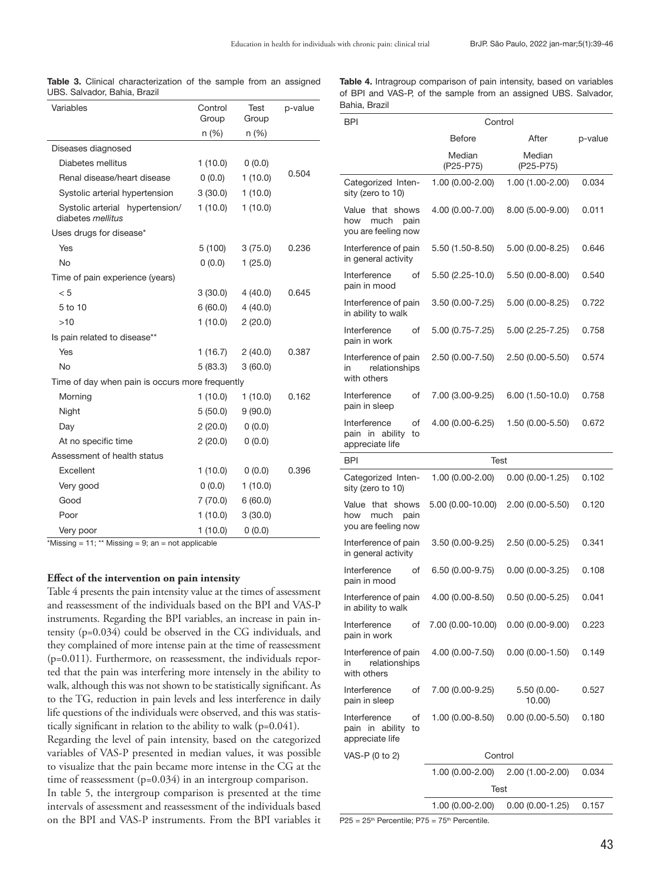**Table 3.** Clinical characterization of the sample from an assigned UBS. Salvador, Bahia, Brazil

| Variables | Control Group n (%) | Test Group n (%) | p-value |
|---|---|---|---|
| Diseases diagnosed | | | |
| Diabetes mellitus | 1 (10.0) | 0 (0.0) | 0.504 |
| Renal disease/heart disease | 0 (0.0) | 1 (10.0) | |
| Systolic arterial hypertension | 3 (30.0) | 1 (10.0) | |
| Systolic arterial hypertension/ diabetes *mellitus* | 1 (10.0) | 1 (10.0) | |
| Uses drugs for disease* | | | |
| Yes | 5 (100) | 3 (75.0) | 0.236 |
| No | 0 (0.0) | 1 (25.0) | |
| Time of pain experience (years) | | | |
| < 5 | 3 (30.0) | 4 (40.0) | 0.645 |
| 5 to 10 | 6 (60.0) | 4 (40.0) | |
| >10 | 1 (10.0) | 2 (20.0) | |
| Is pain related to disease** | | | |
| Yes | 1 (16.7) | 2 (40.0) | 0.387 |
| No | 5 (83.3) | 3 (60.0) | |
| Time of day when pain is occurs more frequently | | | |
| Morning | 1 (10.0) | 1 (10.0) | 0.162 |
| Night | 5 (50.0) | 9 (90.0) | |
| Day | 2 (20.0) | 0 (0.0) | |
| At no specific time | 2 (20.0) | 0 (0.0) | |
| Assessment of health status | | | |
| Excellent | 1 (10.0) | 0 (0.0) | 0.396 |
| Very good | 0 (0.0) | 1 (10.0) | |
| Good | 7 (70.0) | 6 (60.0) | |
| Poor | 1 (10.0) | 3 (30.0) | |
| Very poor | 1 (10.0) | 0 (0.0) | |

*Missing = 11; ** Missing = 9; an = not applicable

**Effect of the intervention on pain intensity**

Table 4 presents the pain intensity value at the times of assessment and reassessment of the individuals based on the BPI and VAS-P instruments. Regarding the BPI variables, an increase in pain intensity (p=0.034) could be observed in the CG individuals, and they complained of more intense pain at the time of reassessment (p=0.011). Furthermore, on reassessment, the individuals reported that the pain was interfering more intensely in the ability to walk, although this was not shown to be statistically significant. As to the TG, reduction in pain levels and less interference in daily life questions of the individuals were observed, and this was statistically significant in relation to the ability to walk (p=0.041).

Regarding the level of pain intensity, based on the categorized variables of VAS-P presented in median values, it was possible to visualize that the pain became more intense in the CG at the time of reassessment (p=0.034) in an intergroup comparison.

In table 5, the intergroup comparison is presented at the time intervals of assessment and reassessment of the individuals based on the BPI and VAS-P instruments. From the BPI variables it

**Table 4.** Intragroup comparison of pain intensity, based on variables of BPI and VAS-P, of the sample from an assigned UBS. Salvador, Bahia, Brazil

| BPI | Control | | |
|---|---|---|---|
| | Before | After | p-value |
| | Median (P25-P75) | Median (P25-P75) | |
| Categorized Intensity (zero to 10) | 1.00 (0.00-2.00) | 1.00 (1.00-2.00) | 0.034 |
| Value that shows how much pain you are feeling now | 4.00 (0.00-7.00) | 8.00 (5.00-9.00) | 0.011 |
| Interference of pain in general activity | 5.50 (1.50-8.50) | 5.00 (0.00-8.25) | 0.646 |
| Interference of pain in mood | 5.50 (2.25-10.0) | 5.50 (0.00-8.00) | 0.540 |
| Interference of pain in ability to walk | 3.50 (0.00-7.25) | 5.00 (0.00-8.25) | 0.722 |
| Interference of pain in work | 5.00 (0.75-7.25) | 5.00 (2.25-7.25) | 0.758 |
| Interference of pain in relationships with others | 2.50 (0.00-7.50) | 2.50 (0.00-5.50) | 0.574 |
| Interference of pain in sleep | 7.00 (3.00-9.25) | 6.00 (1.50-10.0) | 0.758 |
| Interference of pain in ability to appreciate life | 4.00 (0.00-6.25) | 1.50 (0.00-5.50) | 0.672 |
| **BPI** | **Test** | | |
| Categorized Intensity (zero to 10) | 1.00 (0.00-2.00) | 0.00 (0.00-1.25) | 0.102 |
| Value that shows how much pain you are feeling now | 5.00 (0.00-10.00) | 2.00 (0.00-5.50) | 0.120 |
| Interference of pain in general activity | 3.50 (0.00-9.25) | 2.50 (0.00-5.25) | 0.341 |
| Interference of pain in mood | 6.50 (0.00-9.75) | 0.00 (0.00-3.25) | 0.108 |
| Interference of pain in ability to walk | 4.00 (0.00-8.50) | 0.50 (0.00-5.25) | 0.041 |
| Interference of pain in work | 7.00 (0.00-10.00) | 0.00 (0.00-9.00) | 0.223 |
| Interference of pain in relationships with others | 4.00 (0.00-7.50) | 0.00 (0.00-1.50) | 0.149 |
| Interference of pain in sleep | 7.00 (0.00-9.25) | 5.50 (0.00-10.00) | 0.527 |
| Interference of pain in ability to appreciate life | 1.00 (0.00-8.50) | 0.00 (0.00-5.50) | 0.180 |
| **VAS-P (0 to 2)** | **Control** | | |
| | 1.00 (0.00-2.00) | 2.00 (1.00-2.00) | 0.034 |
| | **Test** | | |
| | 1.00 (0.00-2.00) | 0.00 (0.00-1.25) | 0.157 |

P25 = 25th Percentile; P75 = 75th Percentile.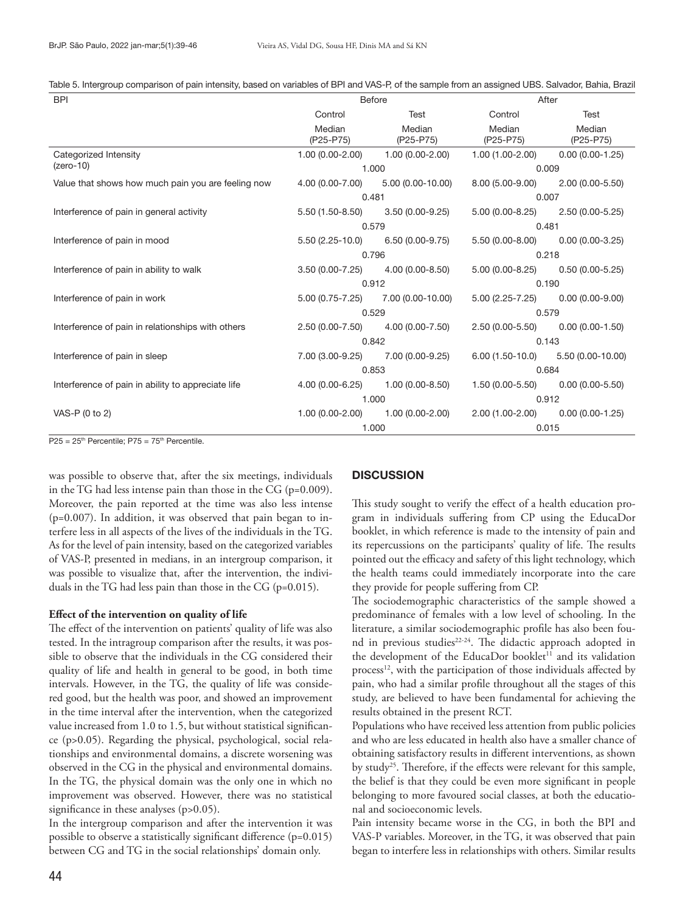Table 5. Intergroup comparison of pain intensity, based on variables of BPI and VAS-P, of the sample from an assigned UBS. Salvador, Bahia, Brazil

| BPI | Before | | After | |
|---|---|---|---|---|
| | Control | Test | Control | Test |
| | Median (P25-P75) | Median (P25-P75) | Median (P25-P75) | Median (P25-P75) |
| Categorized Intensity (zero-10) | 1.00 (0.00-2.00) | 1.00 (0.00-2.00) | 1.00 (1.00-2.00) | 0.00 (0.00-1.25) |
| | 1.000 | | 0.009 | |
| Value that shows how much pain you are feeling now | 4.00 (0.00-7.00) | 5.00 (0.00-10.00) | 8.00 (5.00-9.00) | 2.00 (0.00-5.50) |
| | 0.481 | | 0.007 | |
| Interference of pain in general activity | 5.50 (1.50-8.50) | 3.50 (0.00-9.25) | 5.00 (0.00-8.25) | 2.50 (0.00-5.25) |
| | 0.579 | | 0.481 | |
| Interference of pain in mood | 5.50 (2.25-10.0) | 6.50 (0.00-9.75) | 5.50 (0.00-8.00) | 0.00 (0.00-3.25) |
| | 0.796 | | 0.218 | |
| Interference of pain in ability to walk | 3.50 (0.00-7.25) | 4.00 (0.00-8.50) | 5.00 (0.00-8.25) | 0.50 (0.00-5.25) |
| | 0.912 | | 0.190 | |
| Interference of pain in work | 5.00 (0.75-7.25) | 7.00 (0.00-10.00) | 5.00 (2.25-7.25) | 0.00 (0.00-9.00) |
| | 0.529 | | 0.579 | |
| Interference of pain in relationships with others | 2.50 (0.00-7.50) | 4.00 (0.00-7.50) | 2.50 (0.00-5.50) | 0.00 (0.00-1.50) |
| | 0.842 | | 0.143 | |
| Interference of pain in sleep | 7.00 (3.00-9.25) | 7.00 (0.00-9.25) | 6.00 (1.50-10.0) | 5.50 (0.00-10.00) |
| | 0.853 | | 0.684 | |
| Interference of pain in ability to appreciate life | 4.00 (0.00-6.25) | 1.00 (0.00-8.50) | 1.50 (0.00-5.50) | 0.00 (0.00-5.50) |
| | 1.000 | | 0.912 | |
| VAS-P (0 to 2) | 1.00 (0.00-2.00) | 1.00 (0.00-2.00) | 2.00 (1.00-2.00) | 0.00 (0.00-1.25) |
| | 1.000 | | 0.015 | |

P25 = 25th Percentile; P75 = 75th Percentile.

was possible to observe that, after the six meetings, individuals in the TG had less intense pain than those in the CG (p=0.009). Moreover, the pain reported at the time was also less intense (p=0.007). In addition, it was observed that pain began to interfere less in all aspects of the lives of the individuals in the TG. As for the level of pain intensity, based on the categorized variables of VAS-P, presented in medians, in an intergroup comparison, it was possible to visualize that, after the intervention, the individuals in the TG had less pain than those in the CG (p=0.015).

**Effect of the intervention on quality of life**

The effect of the intervention on patients' quality of life was also tested. In the intragroup comparison after the results, it was possible to observe that the individuals in the CG considered their quality of life and health in general to be good, in both time intervals. However, in the TG, the quality of life was considered good, but the health was poor, and showed an improvement in the time interval after the intervention, when the categorized value increased from 1.0 to 1.5, but without statistical significance (p>0.05). Regarding the physical, psychological, social relationships and environmental domains, a discrete worsening was observed in the CG in the physical and environmental domains. In the TG, the physical domain was the only one in which no improvement was observed. However, there was no statistical significance in these analyses (p>0.05).

In the intergroup comparison and after the intervention it was possible to observe a statistically significant difference (p=0.015) between CG and TG in the social relationships' domain only.

## DISCUSSION

This study sought to verify the effect of a health education program in individuals suffering from CP using the EducaDor booklet, in which reference is made to the intensity of pain and its repercussions on the participants' quality of life. The results pointed out the efficacy and safety of this light technology, which the health teams could immediately incorporate into the care they provide for people suffering from CP.

The sociodemographic characteristics of the sample showed a predominance of females with a low level of schooling. In the literature, a similar sociodemographic profile has also been found in previous studies[22-24]. The didactic approach adopted in the development of the EducaDor booklet[11] and its validation process[12], with the participation of those individuals affected by pain, who had a similar profile throughout all the stages of this study, are believed to have been fundamental for achieving the results obtained in the present RCT.

Populations who have received less attention from public policies and who are less educated in health also have a smaller chance of obtaining satisfactory results in different interventions, as shown by study[25]. Therefore, if the effects were relevant for this sample, the belief is that they could be even more significant in people belonging to more favoured social classes, at both the educational and socioeconomic levels.

Pain intensity became worse in the CG, in both the BPI and VAS-P variables. Moreover, in the TG, it was observed that pain began to interfere less in relationships with others. Similar results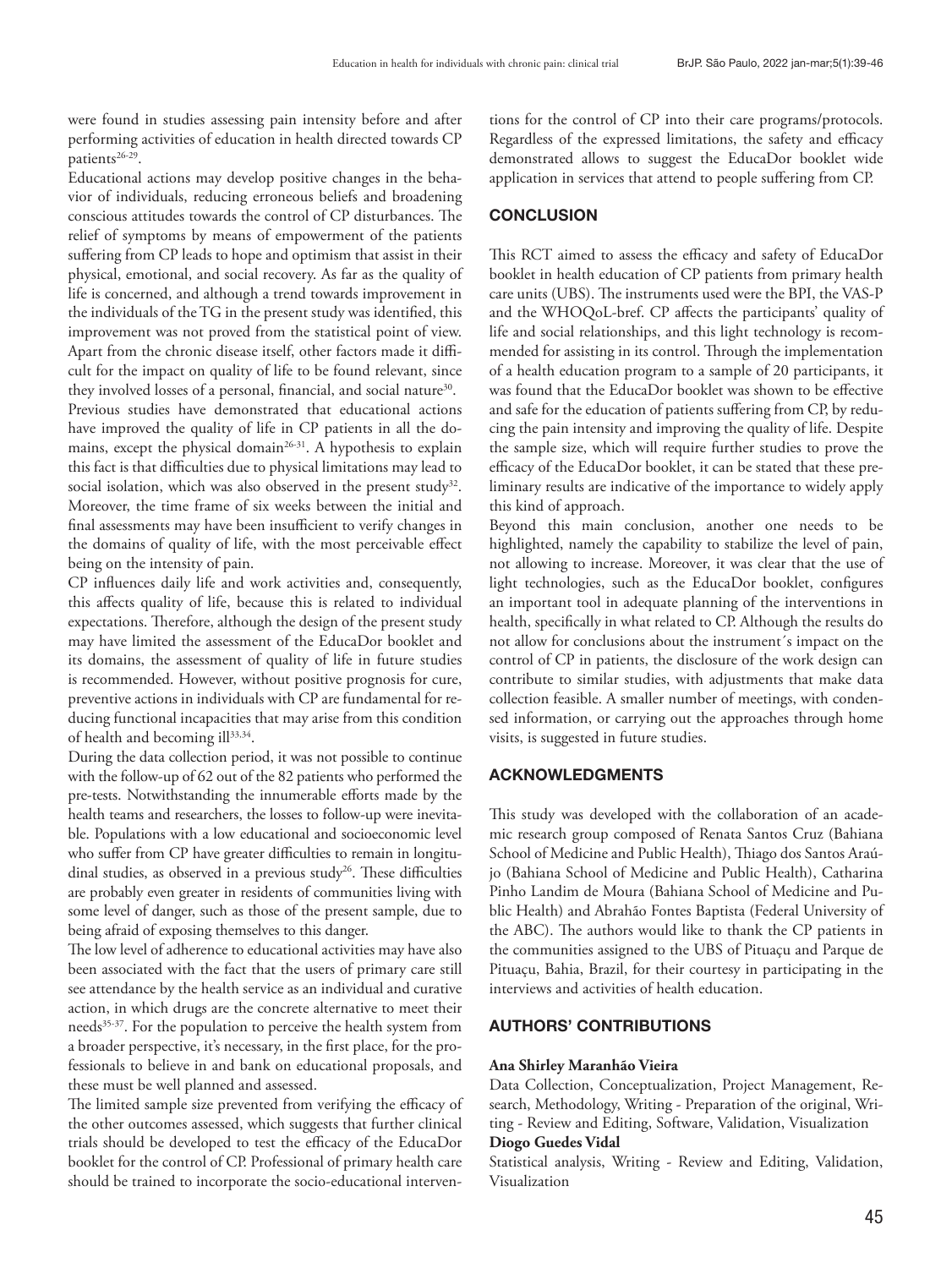were found in studies assessing pain intensity before and after performing activities of education in health directed towards CP patients[26-29].

Educational actions may develop positive changes in the behavior of individuals, reducing erroneous beliefs and broadening conscious attitudes towards the control of CP disturbances. The relief of symptoms by means of empowerment of the patients suffering from CP leads to hope and optimism that assist in their physical, emotional, and social recovery. As far as the quality of life is concerned, and although a trend towards improvement in the individuals of the TG in the present study was identified, this improvement was not proved from the statistical point of view. Apart from the chronic disease itself, other factors made it difficult for the impact on quality of life to be found relevant, since they involved losses of a personal, financial, and social nature[30].

Previous studies have demonstrated that educational actions have improved the quality of life in CP patients in all the domains, except the physical domain[26-31]. A hypothesis to explain this fact is that difficulties due to physical limitations may lead to social isolation, which was also observed in the present study[32]. Moreover, the time frame of six weeks between the initial and final assessments may have been insufficient to verify changes in the domains of quality of life, with the most perceivable effect being on the intensity of pain.

CP influences daily life and work activities and, consequently, this affects quality of life, because this is related to individual expectations. Therefore, although the design of the present study may have limited the assessment of the EducaDor booklet and its domains, the assessment of quality of life in future studies is recommended. However, without positive prognosis for cure, preventive actions in individuals with CP are fundamental for reducing functional incapacities that may arise from this condition of health and becoming ill[33,34].

During the data collection period, it was not possible to continue with the follow-up of 62 out of the 82 patients who performed the pre-tests. Notwithstanding the innumerable efforts made by the health teams and researchers, the losses to follow-up were inevitable. Populations with a low educational and socioeconomic level who suffer from CP have greater difficulties to remain in longitudinal studies, as observed in a previous study[26]. These difficulties are probably even greater in residents of communities living with some level of danger, such as those of the present sample, due to being afraid of exposing themselves to this danger.

The low level of adherence to educational activities may have also been associated with the fact that the users of primary care still see attendance by the health service as an individual and curative action, in which drugs are the concrete alternative to meet their needs[35-37]. For the population to perceive the health system from a broader perspective, it's necessary, in the first place, for the professionals to believe in and bank on educational proposals, and these must be well planned and assessed.

The limited sample size prevented from verifying the efficacy of the other outcomes assessed, which suggests that further clinical trials should be developed to test the efficacy of the EducaDor booklet for the control of CP. Professional of primary health care should be trained to incorporate the socio-educational interventions for the control of CP into their care programs/protocols. Regardless of the expressed limitations, the safety and efficacy demonstrated allows to suggest the EducaDor booklet wide application in services that attend to people suffering from CP.

## CONCLUSION

This RCT aimed to assess the efficacy and safety of EducaDor booklet in health education of CP patients from primary health care units (UBS). The instruments used were the BPI, the VAS-P and the WHOQoL-bref. CP affects the participants' quality of life and social relationships, and this light technology is recommended for assisting in its control. Through the implementation of a health education program to a sample of 20 participants, it was found that the EducaDor booklet was shown to be effective and safe for the education of patients suffering from CP, by reducing the pain intensity and improving the quality of life. Despite the sample size, which will require further studies to prove the efficacy of the EducaDor booklet, it can be stated that these preliminary results are indicative of the importance to widely apply this kind of approach.

Beyond this main conclusion, another one needs to be highlighted, namely the capability to stabilize the level of pain, not allowing to increase. Moreover, it was clear that the use of light technologies, such as the EducaDor booklet, configures an important tool in adequate planning of the interventions in health, specifically in what related to CP. Although the results do not allow for conclusions about the instrument´s impact on the control of CP in patients, the disclosure of the work design can contribute to similar studies, with adjustments that make data collection feasible. A smaller number of meetings, with condensed information, or carrying out the approaches through home visits, is suggested in future studies.

## ACKNOWLEDGMENTS

This study was developed with the collaboration of an academic research group composed of Renata Santos Cruz (Bahiana School of Medicine and Public Health), Thiago dos Santos Araújo (Bahiana School of Medicine and Public Health), Catharina Pinho Landim de Moura (Bahiana School of Medicine and Public Health) and Abrahão Fontes Baptista (Federal University of the ABC). The authors would like to thank the CP patients in the communities assigned to the UBS of Pituaçu and Parque de Pituaçu, Bahia, Brazil, for their courtesy in participating in the interviews and activities of health education.

## AUTHORS' CONTRIBUTIONS

**Ana Shirley Maranhão Vieira**
Data Collection, Conceptualization, Project Management, Research, Methodology, Writing - Preparation of the original, Writing - Review and Editing, Software, Validation, Visualization

**Diogo Guedes Vidal**
Statistical analysis, Writing - Review and Editing, Validation, Visualization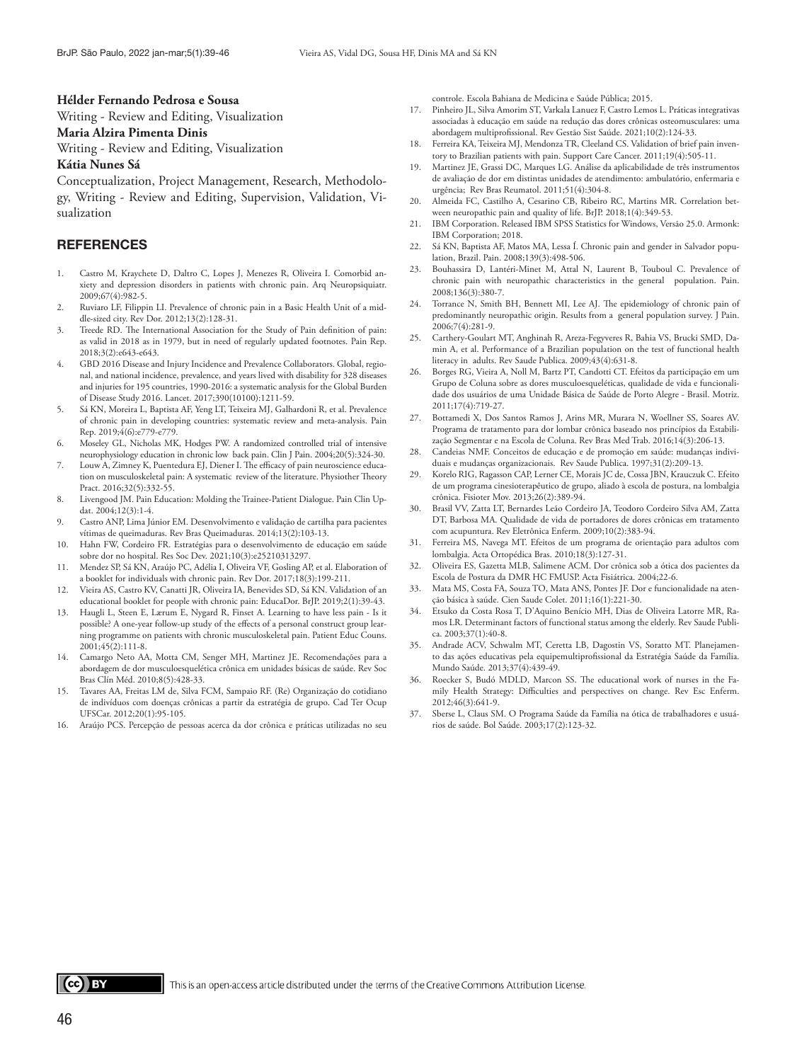**Hélder Fernando Pedrosa e Sousa**

Writing - Review and Editing, Visualization

**Maria Alzira Pimenta Dinis**

Writing - Review and Editing, Visualization

**Kátia Nunes Sá**

Conceptualization, Project Management, Research, Methodology, Writing - Review and Editing, Supervision, Validation, Visualization

## REFERENCES

1. Castro M, Kraychete D, Daltro C, Lopes J, Menezes R, Oliveira I. Comorbid anxiety and depression disorders in patients with chronic pain. Arq Neuropsiquiatr. 2009;67(4):982-5.
2. Ruviaro LF, Filippin LI. Prevalence of chronic pain in a Basic Health Unit of a middle-sized city. Rev Dor. 2012;13(2):128-31.
3. Treede RD. The International Association for the Study of Pain definition of pain: as valid in 2018 as in 1979, but in need of regularly updated footnotes. Pain Rep. 2018;3(2):e643-e643.
4. GBD 2016 Disease and Injury Incidence and Prevalence Collaborators. Global, regional, and national incidence, prevalence, and years lived with disability for 328 diseases and injuries for 195 countries, 1990-2016: a systematic analysis for the Global Burden of Disease Study 2016. Lancet. 2017;390(10100):1211-59.
5. Sá KN, Moreira L, Baptista AF, Yeng LT, Teixeira MJ, Galhardoni R, et al. Prevalence of chronic pain in developing countries: systematic review and meta-analysis. Pain Rep. 2019;4(6):e779-e779.
6. Moseley GL, Nicholas MK, Hodges PW. A randomized controlled trial of intensive neurophysiology education in chronic low back pain. Clin J Pain. 2004;20(5):324-30.
7. Louw A, Zimney K, Puentedura EJ, Diener I. The efficacy of pain neuroscience education on musculoskeletal pain: A systematic review of the literature. Physiother Theory Pract. 2016;32(5):332-55.
8. Livengood JM. Pain Education: Molding the Trainee-Patient Dialogue. Pain Clin Updat. 2004;12(3):1-4.
9. Castro ANP, Lima Júnior EM. Desenvolvimento e validação de cartilha para pacientes vítimas de queimaduras. Rev Bras Queimaduras. 2014;13(2):103-13.
10. Hahn FW, Cordeiro FR. Estratégias para o desenvolvimento de educação em saúde sobre dor no hospital. Res Soc Dev. 2021;10(3):e25210313297.
11. Mendez SP, Sá KN, Araújo PC, Adélia I, Oliveira VF, Gosling AP, et al. Elaboration of a booklet for individuals with chronic pain. Rev Dor. 2017;18(3):199-211.
12. Vieira AS, Castro KV, Canatti JR, Oliveira IA, Benevides SD, Sá KN. Validation of an educational booklet for people with chronic pain: EducaDor. BrJP. 2019;2(1):39-43.
13. Haugli L, Steen E, Lærum E, Nygard R, Finset A. Learning to have less pain - Is it possible? A one-year follow-up study of the effects of a personal construct group learning programme on patients with chronic musculoskeletal pain. Patient Educ Couns. 2001;45(2):111-8.
14. Camargo Neto AA, Motta CM, Senger MH, Martinez JE. Recomendações para a abordagem de dor musculoesquelética crônica em unidades básicas de saúde. Rev Soc Bras Clín Méd. 2010;8(5):428-33.
15. Tavares AA, Freitas LM de, Silva FCM, Sampaio RF. (Re) Organização do cotidiano de indivíduos com doenças crônicas a partir da estratégia de grupo. Cad Ter Ocup UFSCar. 2012;20(1):95-105.
16. Araújo PCS. Percepção de pessoas acerca da dor crônica e práticas utilizadas no seu controle. Escola Bahiana de Medicina e Saúde Pública; 2015.
17. Pinheiro JL, Silva Amorim ST, Varkala Lanuez F, Castro Lemos L. Práticas integrativas associadas à educação em saúde na redução das dores crônicas osteomusculares: uma abordagem multiprofissional. Rev Gestão Sist Saúde. 2021;10(2):124-33.
18. Ferreira KA, Teixeira MJ, Mendonza TR, Cleeland CS. Validation of brief pain inventory to Brazilian patients with pain. Support Care Cancer. 2011;19(4):505-11.
19. Martinez JE, Grassi DC, Marques LG. Análise da aplicabilidade de três instrumentos de avaliação de dor em distintas unidades de atendimento: ambulatório, enfermaria e urgência; Rev Bras Reumatol. 2011;51(4):304-8.
20. Almeida FC, Castilho A, Cesarino CB, Ribeiro RC, Martins MR. Correlation between neuropathic pain and quality of life. BrJP. 2018;1(4):349-53.
21. IBM Corporation. Released IBM SPSS Statistics for Windows, Versão 25.0. Armonk: IBM Corporation; 2018.
22. Sá KN, Baptista AF, Matos MA, Lessa Í. Chronic pain and gender in Salvador population, Brazil. Pain. 2008;139(3):498-506.
23. Bouhassira D, Lantéri-Minet M, Attal N, Laurent B, Touboul C. Prevalence of chronic pain with neuropathic characteristics in the general population. Pain. 2008;136(3):380-7.
24. Torrance N, Smith BH, Bennett MI, Lee AJ. The epidemiology of chronic pain of predominantly neuropathic origin. Results from a general population survey. J Pain. 2006;7(4):281-9.
25. Carthery-Goulart MT, Anghinah R, Areza-Fegyveres R, Bahia VS, Brucki SMD, Damin A, et al. Performance of a Brazilian population on the test of functional health literacy in adults. Rev Saude Publica. 2009;43(4):631-8.
26. Borges RG, Vieira A, Noll M, Bartz PT, Candotti CT. Efeitos da participação em um Grupo de Coluna sobre as dores musculoesqueléticas, qualidade de vida e funcionalidade dos usuários de uma Unidade Básica de Saúde de Porto Alegre - Brasil. Motriz. 2011;17(4):719-27.
27. Bottamedi X, Dos Santos Ramos J, Arins MR, Murara N, Woellner SS, Soares AV. Programa de tratamento para dor lombar crônica baseado nos princípios da Estabilização Segmentar e na Escola de Coluna. Rev Bras Med Trab. 2016;14(3):206-13.
28. Candeias NMF. Conceitos de educação e de promoção em saúde: mudanças individuais e mudanças organizacionais. Rev Saude Publica. 1997;31(2):209-13.
29. Korelo RIG, Ragasson CAP, Lerner CE, Morais JC de, Cossa JBN, Krauczuk C. Efeito de um programa cinesioterapêutico de grupo, aliado à escola de postura, na lombalgia crônica. Fisioter Mov. 2013;26(2):389-94.
30. Brasil VV, Zatta LT, Bernardes Leão Cordeiro JA, Teodoro Cordeiro Silva AM, Zatta DT, Barbosa MA. Qualidade de vida de portadores de dores crônicas em tratamento com acupuntura. Rev Eletrônica Enferm. 2009;10(2):383-94.
31. Ferreira MS, Navega MT. Efeitos de um programa de orientação para adultos com lombalgia. Acta Ortopédica Bras. 2010;18(3):127-31.
32. Oliveira ES, Gazetta MLB, Salimene ACM. Dor crônica sob a ótica dos pacientes da Escola de Postura da DMR HC FMUSP. Acta Fisiátrica. 2004;22-6.
33. Mata MS, Costa FA, Souza TO, Mata ANS, Pontes JF. Dor e funcionalidade na atenção básica à saúde. Cien Saude Colet. 2011;16(1):221-30.
34. Etsuko da Costa Rosa T, D'Aquino Benício MH, Dias de Oliveira Latorre MR, Ramos LR. Determinant factors of functional status among the elderly. Rev Saude Publica. 2003;37(1):40-8.
35. Andrade ACV, Schwalm MT, Ceretta LB, Dagostin VS, Soratto MT. Planejamento das ações educativas pela equipemultiprofissional da Estratégia Saúde da Família. Mundo Saúde. 2013;37(4):439-49.
36. Roecker S, Budó MDLD, Marcon SS. The educational work of nurses in the Family Health Strategy: Difficulties and perspectives on change. Rev Esc Enferm. 2012;46(3):641-9.
37. Sberse L, Claus SM. O Programa Saúde da Família na ótica de trabalhadores e usuários de saúde. Bol Saúde. 2003;17(2):123-32.

This is an open-access article distributed under the terms of the Creative Commons Attribution License.